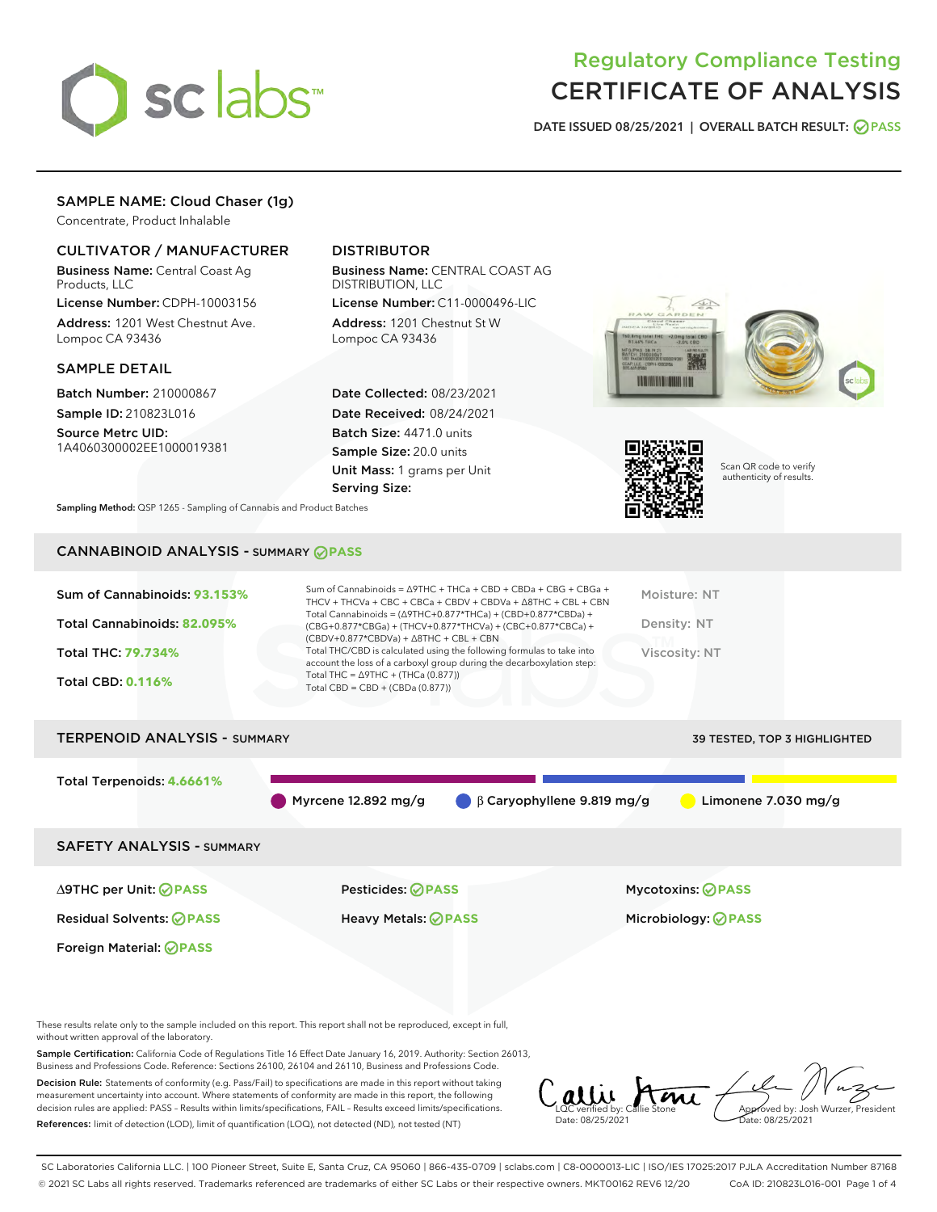# Regulatory Compliance Testing
# CERTIFICATE OF ANALYSIS

DATE ISSUED 08/25/2021 | OVERALL BATCH RESULT: PASS

## SAMPLE NAME: Cloud Chaser (1g)

Concentrate, Product Inhalable

### CULTIVATOR / MANUFACTURER

**Business Name:** Central Coast Ag Products, LLC

**License Number:** CDPH-10003156

**Address:** 1201 West Chestnut Ave. Lompoc CA 93436

### DISTRIBUTOR

**Business Name:** CENTRAL COAST AG DISTRIBUTION, LLC

**License Number:** C11-0000496-LIC

**Address:** 1201 Chestnut St W Lompoc CA 93436

### SAMPLE DETAIL

**Batch Number:** 210000867

**Sample ID:** 210823L016

**Source Metrc UID:** 1A4060300002EE1000019381

**Date Collected:** 08/23/2021

**Date Received:** 08/24/2021

**Batch Size:** 4471.0 units

**Sample Size:** 20.0 units

**Unit Mass:** 1 grams per Unit

**Serving Size:**

Scan QR code to verify authenticity of results.

**Sampling Method:** QSP 1265 - Sampling of Cannabis and Product Batches

## CANNABINOID ANALYSIS - SUMMARY PASS

Sum of Cannabinoids: **93.153%**

Total Cannabinoids: **82.095%**

Total THC: **79.734%**

Total CBD: **0.116%**

Sum of Cannabinoids = Δ9THC + THCa + CBD + CBDa + CBG + CBGa + THCV + THCVa + CBC + CBCa + CBDV + CBDVa + Δ8THC + CBL + CBN

Total Cannabinoids = (Δ9THC+0.877*THCa) + (CBD+0.877*CBDa) + (CBG+0.877*CBGa) + (THCV+0.877*THCVa) + (CBC+0.877*CBCa) + (CBDV+0.877*CBDVa) + Δ8THC + CBL + CBN

Total THC/CBD is calculated using the following formulas to take into account the loss of a carboxyl group during the decarboxylation step:

Total THC = Δ9THC + (THCa (0.877))

Total CBD = CBD + (CBDa (0.877))

Moisture: NT

Density: NT

Viscosity: NT

## TERPENOID ANALYSIS - SUMMARY

39 TESTED, TOP 3 HIGHLIGHTED

Total Terpenoids: **4.6661%**

Myrcene 12.892 mg/g

β Caryophyllene 9.819 mg/g

Limonene 7.030 mg/g

## SAFETY ANALYSIS - SUMMARY

| | | |
|---|---|---|
| Δ9THC per Unit: PASS | Pesticides: PASS | Mycotoxins: PASS |
| Residual Solvents: PASS | Heavy Metals: PASS | Microbiology: PASS |
| Foreign Material: PASS | | |

These results relate only to the sample included on this report. This report shall not be reproduced, except in full, without written approval of the laboratory.

**Sample Certification:** California Code of Regulations Title 16 Effect Date January 16, 2019. Authority: Section 26013, Business and Professions Code. Reference: Sections 26100, 26104 and 26110, Business and Professions Code.

**Decision Rule:** Statements of conformity (e.g. Pass/Fail) to specifications are made in this report without taking measurement uncertainty into account. Where statements of conformity are made in this report, the following decision rules are applied: PASS – Results within limits/specifications, FAIL – Results exceed limits/specifications.

**References:** limit of detection (LOD), limit of quantification (LOQ), not detected (ND), not tested (NT)

LQC verified by: Callie Stone
Date: 08/25/2021

Approved by: Josh Wurzer, President
Date: 08/25/2021

SC Laboratories California LLC. | 100 Pioneer Street, Suite E, Santa Cruz, CA 95060 | 866-435-0709 | sclabs.com | C8-0000013-LIC | ISO/IES 17025:2017 PJLA Accreditation Number 87168

© 2021 SC Labs all rights reserved. Trademarks referenced are trademarks of either SC Labs or their respective owners. MKT00162 REV6 12/20 CoA ID: 210823L016-001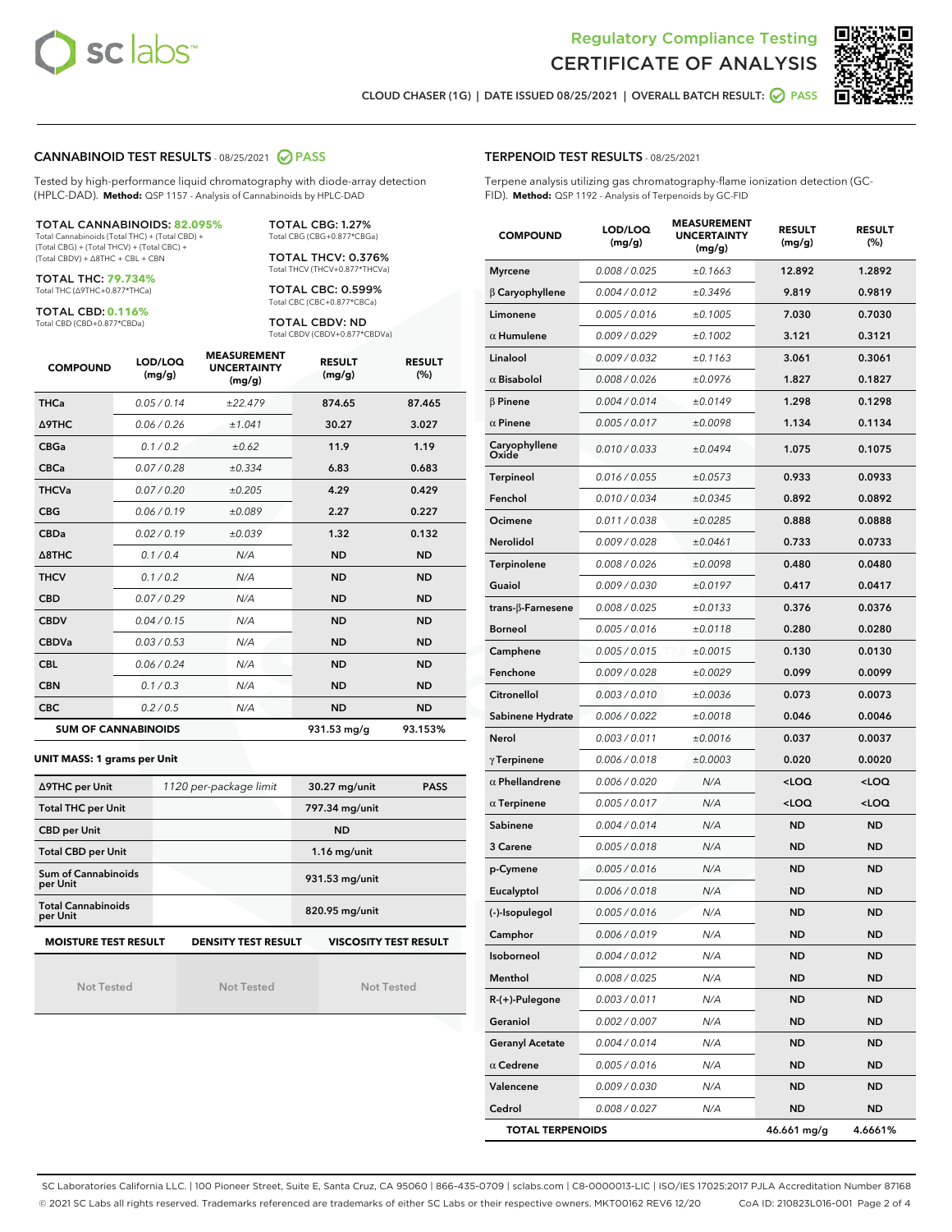Regulatory Compliance Testing
# CERTIFICATE OF ANALYSIS

CLOUD CHASER (1G) | DATE ISSUED 08/25/2021 | OVERALL BATCH RESULT: PASS

## CANNABINOID TEST RESULTS - 08/25/2021 PASS

Tested by high-performance liquid chromatography with diode-array detection (HPLC-DAD). **Method:** QSP 1157 - Analysis of Cannabinoids by HPLC-DAD

**TOTAL CANNABINOIDS: 82.095%**
Total Cannabinoids (Total THC) + (Total CBD) + (Total CBG) + (Total THCV) + (Total CBC) + (Total CBDV) + Δ8THC + CBL + CBN

**TOTAL THC: 79.734%**
Total THC (Δ9THC+0.877*THCa)

**TOTAL CBD: 0.116%**
Total CBD (CBD+0.877*CBDa)

**TOTAL CBG: 1.27%**
Total CBG (CBG+0.877*CBGa)

**TOTAL THCV: 0.376%**
Total THCV (THCV+0.877*THCVa)

**TOTAL CBC: 0.599%**
Total CBC (CBC+0.877*CBCa)

**TOTAL CBDV: ND**
Total CBDV (CBDV+0.877*CBDVa)

| COMPOUND | LOD/LOQ (mg/g) | MEASUREMENT UNCERTAINTY (mg/g) | RESULT (mg/g) | RESULT (%) |
|---|---|---|---|---|
| THCa | 0.05 / 0.14 | ±22.479 | 874.65 | 87.465 |
| Δ9THC | 0.06 / 0.26 | ±1.041 | 30.27 | 3.027 |
| CBGa | 0.1 / 0.2 | ±0.62 | 11.9 | 1.19 |
| CBCa | 0.07 / 0.28 | ±0.334 | 6.83 | 0.683 |
| THCVa | 0.07 / 0.20 | ±0.205 | 4.29 | 0.429 |
| CBG | 0.06 / 0.19 | ±0.089 | 2.27 | 0.227 |
| CBDa | 0.02 / 0.19 | ±0.039 | 1.32 | 0.132 |
| Δ8THC | 0.1 / 0.4 | N/A | ND | ND |
| THCV | 0.1 / 0.2 | N/A | ND | ND |
| CBD | 0.07 / 0.29 | N/A | ND | ND |
| CBDV | 0.04 / 0.15 | N/A | ND | ND |
| CBDVa | 0.03 / 0.53 | N/A | ND | ND |
| CBL | 0.06 / 0.24 | N/A | ND | ND |
| CBN | 0.1 / 0.3 | N/A | ND | ND |
| CBC | 0.2 / 0.5 | N/A | ND | ND |
| **SUM OF CANNABINOIDS** | | | 931.53 mg/g | 93.153% |

**UNIT MASS: 1 grams per Unit**

| | | | |
|---|---|---|---|
| Δ9THC per Unit | 1120 per-package limit | 30.27 mg/unit | PASS |
| Total THC per Unit | | 797.34 mg/unit | |
| CBD per Unit | | ND | |
| Total CBD per Unit | | 1.16 mg/unit | |
| Sum of Cannabinoids per Unit | | 931.53 mg/unit | |
| Total Cannabinoids per Unit | | 820.95 mg/unit | |

| MOISTURE TEST RESULT | DENSITY TEST RESULT | VISCOSITY TEST RESULT |
|---|---|---|
| Not Tested | Not Tested | Not Tested |

## TERPENOID TEST RESULTS - 08/25/2021

Terpene analysis utilizing gas chromatography-flame ionization detection (GC-FID). **Method:** QSP 1192 - Analysis of Terpenoids by GC-FID

| COMPOUND | LOD/LOQ (mg/g) | MEASUREMENT UNCERTAINTY (mg/g) | RESULT (mg/g) | RESULT (%) |
|---|---|---|---|---|
| Myrcene | 0.008 / 0.025 | ±0.1663 | 12.892 | 1.2892 |
| β Caryophyllene | 0.004 / 0.012 | ±0.3496 | 9.819 | 0.9819 |
| Limonene | 0.005 / 0.016 | ±0.1005 | 7.030 | 0.7030 |
| α Humulene | 0.009 / 0.029 | ±0.1002 | 3.121 | 0.3121 |
| Linalool | 0.009 / 0.032 | ±0.1163 | 3.061 | 0.3061 |
| α Bisabolol | 0.008 / 0.026 | ±0.0976 | 1.827 | 0.1827 |
| β Pinene | 0.004 / 0.014 | ±0.0149 | 1.298 | 0.1298 |
| α Pinene | 0.005 / 0.017 | ±0.0098 | 1.134 | 0.1134 |
| Caryophyllene Oxide | 0.010 / 0.033 | ±0.0494 | 1.075 | 0.1075 |
| Terpineol | 0.016 / 0.055 | ±0.0573 | 0.933 | 0.0933 |
| Fenchol | 0.010 / 0.034 | ±0.0345 | 0.892 | 0.0892 |
| Ocimene | 0.011 / 0.038 | ±0.0285 | 0.888 | 0.0888 |
| Nerolidol | 0.009 / 0.028 | ±0.0461 | 0.733 | 0.0733 |
| Terpinolene | 0.008 / 0.026 | ±0.0098 | 0.480 | 0.0480 |
| Guaiol | 0.009 / 0.030 | ±0.0197 | 0.417 | 0.0417 |
| trans-β-Farnesene | 0.008 / 0.025 | ±0.0133 | 0.376 | 0.0376 |
| Borneol | 0.005 / 0.016 | ±0.0118 | 0.280 | 0.0280 |
| Camphene | 0.005 / 0.015 | ±0.0015 | 0.130 | 0.0130 |
| Fenchone | 0.009 / 0.028 | ±0.0029 | 0.099 | 0.0099 |
| Citronellol | 0.003 / 0.010 | ±0.0036 | 0.073 | 0.0073 |
| Sabinene Hydrate | 0.006 / 0.022 | ±0.0018 | 0.046 | 0.0046 |
| Nerol | 0.003 / 0.011 | ±0.0016 | 0.037 | 0.0037 |
| γ Terpinene | 0.006 / 0.018 | ±0.0003 | 0.020 | 0.0020 |
| α Phellandrene | 0.006 / 0.020 | N/A | <LOQ | <LOQ |
| α Terpinene | 0.005 / 0.017 | N/A | <LOQ | <LOQ |
| Sabinene | 0.004 / 0.014 | N/A | ND | ND |
| 3 Carene | 0.005 / 0.018 | N/A | ND | ND |
| p-Cymene | 0.005 / 0.016 | N/A | ND | ND |
| Eucalyptol | 0.006 / 0.018 | N/A | ND | ND |
| (-)-Isopulegol | 0.005 / 0.016 | N/A | ND | ND |
| Camphor | 0.006 / 0.019 | N/A | ND | ND |
| Isoborneol | 0.004 / 0.012 | N/A | ND | ND |
| Menthol | 0.008 / 0.025 | N/A | ND | ND |
| R-(+)-Pulegone | 0.003 / 0.011 | N/A | ND | ND |
| Geraniol | 0.002 / 0.007 | N/A | ND | ND |
| Geranyl Acetate | 0.004 / 0.014 | N/A | ND | ND |
| α Cedrene | 0.005 / 0.016 | N/A | ND | ND |
| Valencene | 0.009 / 0.030 | N/A | ND | ND |
| Cedrol | 0.008 / 0.027 | N/A | ND | ND |
| **TOTAL TERPENOIDS** | | | 46.661 mg/g | 4.6661% |

SC Laboratories California LLC. | 100 Pioneer Street, Suite E, Santa Cruz, CA 95060 | 866-435-0709 | sclabs.com | C8-0000013-LIC | ISO/IES 17025:2017 PJLA Accreditation Number 87168
© 2021 SC Labs all rights reserved. Trademarks referenced are trademarks of either SC Labs or their respective owners. MKT00162 REV6 12/20 CoA ID: 210823L016-001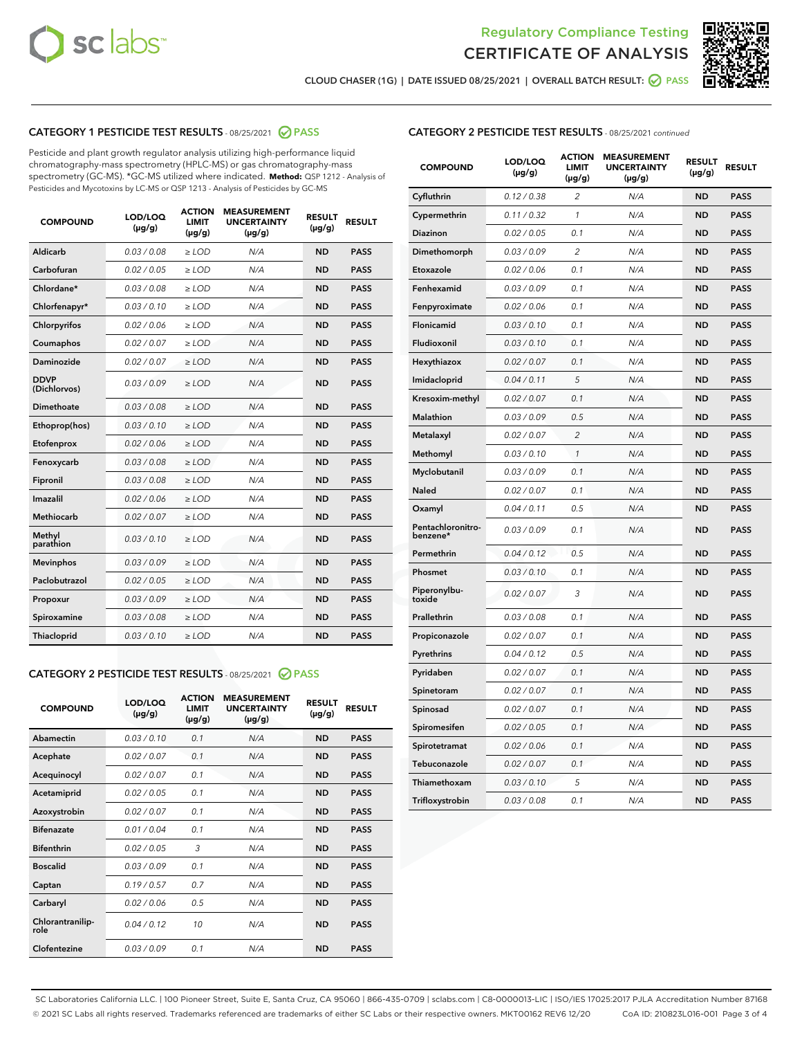Regulatory Compliance Testing
CERTIFICATE OF ANALYSIS

CLOUD CHASER (1G) | DATE ISSUED 08/25/2021 | OVERALL BATCH RESULT: PASS

## CATEGORY 1 PESTICIDE TEST RESULTS - 08/25/2021 PASS

Pesticide and plant growth regulator analysis utilizing high-performance liquid chromatography-mass spectrometry (HPLC-MS) or gas chromatography-mass spectrometry (GC-MS). *GC-MS utilized where indicated. **Method:** QSP 1212 - Analysis of Pesticides and Mycotoxins by LC-MS or QSP 1213 - Analysis of Pesticides by GC-MS

| COMPOUND | LOD/LOQ (µg/g) | ACTION LIMIT (µg/g) | MEASUREMENT UNCERTAINTY (µg/g) | RESULT (µg/g) | RESULT |
|---|---|---|---|---|---|
| Aldicarb | 0.03 / 0.08 | ≥ LOD | N/A | ND | PASS |
| Carbofuran | 0.02 / 0.05 | ≥ LOD | N/A | ND | PASS |
| Chlordane* | 0.03 / 0.08 | ≥ LOD | N/A | ND | PASS |
| Chlorfenapyr* | 0.03 / 0.10 | ≥ LOD | N/A | ND | PASS |
| Chlorpyrifos | 0.02 / 0.06 | ≥ LOD | N/A | ND | PASS |
| Coumaphos | 0.02 / 0.07 | ≥ LOD | N/A | ND | PASS |
| Daminozide | 0.02 / 0.07 | ≥ LOD | N/A | ND | PASS |
| DDVP (Dichlorvos) | 0.03 / 0.09 | ≥ LOD | N/A | ND | PASS |
| Dimethoate | 0.03 / 0.08 | ≥ LOD | N/A | ND | PASS |
| Ethoprop(hos) | 0.03 / 0.10 | ≥ LOD | N/A | ND | PASS |
| Etofenprox | 0.02 / 0.06 | ≥ LOD | N/A | ND | PASS |
| Fenoxycarb | 0.03 / 0.08 | ≥ LOD | N/A | ND | PASS |
| Fipronil | 0.03 / 0.08 | ≥ LOD | N/A | ND | PASS |
| Imazalil | 0.02 / 0.06 | ≥ LOD | N/A | ND | PASS |
| Methiocarb | 0.02 / 0.07 | ≥ LOD | N/A | ND | PASS |
| Methyl parathion | 0.03 / 0.10 | ≥ LOD | N/A | ND | PASS |
| Mevinphos | 0.03 / 0.09 | ≥ LOD | N/A | ND | PASS |
| Paclobutrazol | 0.02 / 0.05 | ≥ LOD | N/A | ND | PASS |
| Propoxur | 0.03 / 0.09 | ≥ LOD | N/A | ND | PASS |
| Spiroxamine | 0.03 / 0.08 | ≥ LOD | N/A | ND | PASS |
| Thiacloprid | 0.03 / 0.10 | ≥ LOD | N/A | ND | PASS |

## CATEGORY 2 PESTICIDE TEST RESULTS - 08/25/2021 PASS

| COMPOUND | LOD/LOQ (µg/g) | ACTION LIMIT (µg/g) | MEASUREMENT UNCERTAINTY (µg/g) | RESULT (µg/g) | RESULT |
|---|---|---|---|---|---|
| Abamectin | 0.03 / 0.10 | 0.1 | N/A | ND | PASS |
| Acephate | 0.02 / 0.07 | 0.1 | N/A | ND | PASS |
| Acequinocyl | 0.02 / 0.07 | 0.1 | N/A | ND | PASS |
| Acetamiprid | 0.02 / 0.05 | 0.1 | N/A | ND | PASS |
| Azoxystrobin | 0.02 / 0.07 | 0.1 | N/A | ND | PASS |
| Bifenazate | 0.01 / 0.04 | 0.1 | N/A | ND | PASS |
| Bifenthrin | 0.02 / 0.05 | 3 | N/A | ND | PASS |
| Boscalid | 0.03 / 0.09 | 0.1 | N/A | ND | PASS |
| Captan | 0.19 / 0.57 | 0.7 | N/A | ND | PASS |
| Carbaryl | 0.02 / 0.06 | 0.5 | N/A | ND | PASS |
| Chlorantraniliprole | 0.04 / 0.12 | 10 | N/A | ND | PASS |
| Clofentezine | 0.03 / 0.09 | 0.1 | N/A | ND | PASS |
| Cyfluthrin | 0.12 / 0.38 | 2 | N/A | ND | PASS |
| Cypermethrin | 0.11 / 0.32 | 1 | N/A | ND | PASS |
| Diazinon | 0.02 / 0.05 | 0.1 | N/A | ND | PASS |
| Dimethomorph | 0.03 / 0.09 | 2 | N/A | ND | PASS |
| Etoxazole | 0.02 / 0.06 | 0.1 | N/A | ND | PASS |
| Fenhexamid | 0.03 / 0.09 | 0.1 | N/A | ND | PASS |
| Fenpyroximate | 0.02 / 0.06 | 0.1 | N/A | ND | PASS |
| Flonicamid | 0.03 / 0.10 | 0.1 | N/A | ND | PASS |
| Fludioxonil | 0.03 / 0.10 | 0.1 | N/A | ND | PASS |
| Hexythiazox | 0.02 / 0.07 | 0.1 | N/A | ND | PASS |
| Imidacloprid | 0.04 / 0.11 | 5 | N/A | ND | PASS |
| Kresoxim-methyl | 0.02 / 0.07 | 0.1 | N/A | ND | PASS |
| Malathion | 0.03 / 0.09 | 0.5 | N/A | ND | PASS |
| Metalaxyl | 0.02 / 0.07 | 2 | N/A | ND | PASS |
| Methomyl | 0.03 / 0.10 | 1 | N/A | ND | PASS |
| Myclobutanil | 0.03 / 0.09 | 0.1 | N/A | ND | PASS |
| Naled | 0.02 / 0.07 | 0.1 | N/A | ND | PASS |
| Oxamyl | 0.04 / 0.11 | 0.5 | N/A | ND | PASS |
| Pentachloronitrobenzene* | 0.03 / 0.09 | 0.1 | N/A | ND | PASS |
| Permethrin | 0.04 / 0.12 | 0.5 | N/A | ND | PASS |
| Phosmet | 0.03 / 0.10 | 0.1 | N/A | ND | PASS |
| Piperonylbutoxide | 0.02 / 0.07 | 3 | N/A | ND | PASS |
| Prallethrin | 0.03 / 0.08 | 0.1 | N/A | ND | PASS |
| Propiconazole | 0.02 / 0.07 | 0.1 | N/A | ND | PASS |
| Pyrethrins | 0.04 / 0.12 | 0.5 | N/A | ND | PASS |
| Pyridaben | 0.02 / 0.07 | 0.1 | N/A | ND | PASS |
| Spinetoram | 0.02 / 0.07 | 0.1 | N/A | ND | PASS |
| Spinosad | 0.02 / 0.07 | 0.1 | N/A | ND | PASS |
| Spiromesifen | 0.02 / 0.05 | 0.1 | N/A | ND | PASS |
| Spirotetramat | 0.02 / 0.06 | 0.1 | N/A | ND | PASS |
| Tebuconazole | 0.02 / 0.07 | 0.1 | N/A | ND | PASS |
| Thiamethoxam | 0.03 / 0.10 | 5 | N/A | ND | PASS |
| Trifloxystrobin | 0.03 / 0.08 | 0.1 | N/A | ND | PASS |

SC Laboratories California LLC. | 100 Pioneer Street, Suite E, Santa Cruz, CA 95060 | 866-435-0709 | sclabs.com | C8-0000013-LIC | ISO/IES 17025:2017 PJLA Accreditation Number 87168
© 2021 SC Labs all rights reserved. Trademarks referenced are trademarks of either SC Labs or their respective owners. MKT00162 REV6 12/20 CoA ID: 210823L016-001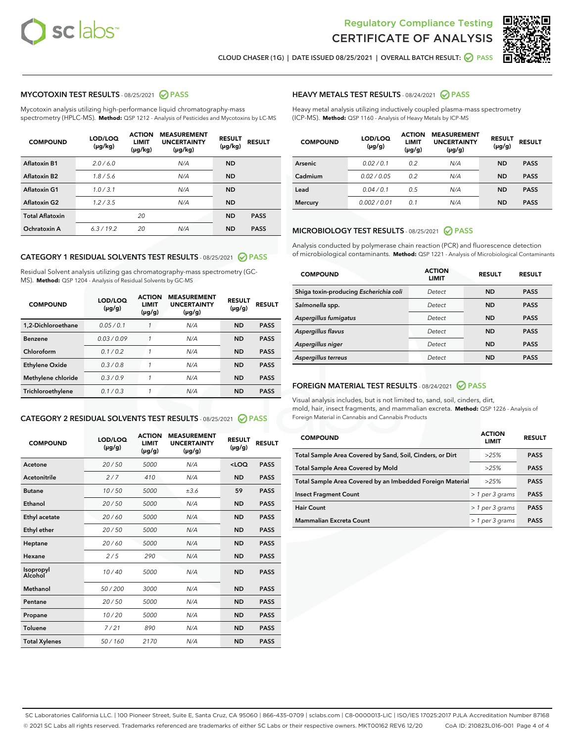Regulatory Compliance Testing
CERTIFICATE OF ANALYSIS

CLOUD CHASER (1G) | DATE ISSUED 08/25/2021 | OVERALL BATCH RESULT: PASS

## MYCOTOXIN TEST RESULTS - 08/25/2021 PASS

Mycotoxin analysis utilizing high-performance liquid chromatography-mass spectrometry (HPLC-MS). **Method:** QSP 1212 - Analysis of Pesticides and Mycotoxins by LC-MS

| COMPOUND | LOD/LOQ (µg/kg) | ACTION LIMIT (µg/kg) | MEASUREMENT UNCERTAINTY (µg/kg) | RESULT (µg/kg) | RESULT |
|---|---|---|---|---|---|
| Aflatoxin B1 | 2.0 / 6.0 | | N/A | ND | |
| Aflatoxin B2 | 1.8 / 5.6 | | N/A | ND | |
| Aflatoxin G1 | 1.0 / 3.1 | | N/A | ND | |
| Aflatoxin G2 | 1.2 / 3.5 | | N/A | ND | |
| Total Aflatoxin | | 20 | | ND | PASS |
| Ochratoxin A | 6.3 / 19.2 | 20 | N/A | ND | PASS |

## CATEGORY 1 RESIDUAL SOLVENTS TEST RESULTS - 08/25/2021 PASS

Residual Solvent analysis utilizing gas chromatography-mass spectrometry (GC-MS). **Method:** QSP 1204 - Analysis of Residual Solvents by GC-MS

| COMPOUND | LOD/LOQ (µg/g) | ACTION LIMIT (µg/g) | MEASUREMENT UNCERTAINTY (µg/g) | RESULT (µg/g) | RESULT |
|---|---|---|---|---|---|
| 1,2-Dichloroethane | 0.05 / 0.1 | 1 | N/A | ND | PASS |
| Benzene | 0.03 / 0.09 | 1 | N/A | ND | PASS |
| Chloroform | 0.1 / 0.2 | 1 | N/A | ND | PASS |
| Ethylene Oxide | 0.3 / 0.8 | 1 | N/A | ND | PASS |
| Methylene chloride | 0.3 / 0.9 | 1 | N/A | ND | PASS |
| Trichloroethylene | 0.1 / 0.3 | 1 | N/A | ND | PASS |

## CATEGORY 2 RESIDUAL SOLVENTS TEST RESULTS - 08/25/2021 PASS

| COMPOUND | LOD/LOQ (µg/g) | ACTION LIMIT (µg/g) | MEASUREMENT UNCERTAINTY (µg/g) | RESULT (µg/g) | RESULT |
|---|---|---|---|---|---|
| Acetone | 20 / 50 | 5000 | N/A | <LOQ | PASS |
| Acetonitrile | 2 / 7 | 410 | N/A | ND | PASS |
| Butane | 10 / 50 | 5000 | ±3.6 | 59 | PASS |
| Ethanol | 20 / 50 | 5000 | N/A | ND | PASS |
| Ethyl acetate | 20 / 60 | 5000 | N/A | ND | PASS |
| Ethyl ether | 20 / 50 | 5000 | N/A | ND | PASS |
| Heptane | 20 / 60 | 5000 | N/A | ND | PASS |
| Hexane | 2 / 5 | 290 | N/A | ND | PASS |
| Isopropyl Alcohol | 10 / 40 | 5000 | N/A | ND | PASS |
| Methanol | 50 / 200 | 3000 | N/A | ND | PASS |
| Pentane | 20 / 50 | 5000 | N/A | ND | PASS |
| Propane | 10 / 20 | 5000 | N/A | ND | PASS |
| Toluene | 7 / 21 | 890 | N/A | ND | PASS |
| Total Xylenes | 50 / 160 | 2170 | N/A | ND | PASS |

## HEAVY METALS TEST RESULTS - 08/24/2021 PASS

Heavy metal analysis utilizing inductively coupled plasma-mass spectrometry (ICP-MS). **Method:** QSP 1160 - Analysis of Heavy Metals by ICP-MS

| COMPOUND | LOD/LOQ (µg/g) | ACTION LIMIT (µg/g) | MEASUREMENT UNCERTAINTY (µg/g) | RESULT (µg/g) | RESULT |
|---|---|---|---|---|---|
| Arsenic | 0.02 / 0.1 | 0.2 | N/A | ND | PASS |
| Cadmium | 0.02 / 0.05 | 0.2 | N/A | ND | PASS |
| Lead | 0.04 / 0.1 | 0.5 | N/A | ND | PASS |
| Mercury | 0.002 / 0.01 | 0.1 | N/A | ND | PASS |

## MICROBIOLOGY TEST RESULTS - 08/25/2021 PASS

Analysis conducted by polymerase chain reaction (PCR) and fluorescence detection of microbiological contaminants. **Method:** QSP 1221 - Analysis of Microbiological Contaminants

| COMPOUND | ACTION LIMIT | RESULT | RESULT |
|---|---|---|---|
| Shiga toxin-producing *Escherichia coli* | Detect | ND | PASS |
| *Salmonella* spp. | Detect | ND | PASS |
| *Aspergillus fumigatus* | Detect | ND | PASS |
| *Aspergillus flavus* | Detect | ND | PASS |
| *Aspergillus niger* | Detect | ND | PASS |
| *Aspergillus terreus* | Detect | ND | PASS |

## FOREIGN MATERIAL TEST RESULTS - 08/24/2021 PASS

Visual analysis includes, but is not limited to, sand, soil, cinders, dirt, mold, hair, insect fragments, and mammalian excreta. **Method:** QSP 1226 - Analysis of Foreign Material in Cannabis and Cannabis Products

| COMPOUND | ACTION LIMIT | RESULT |
|---|---|---|
| Total Sample Area Covered by Sand, Soil, Cinders, or Dirt | >25% | PASS |
| Total Sample Area Covered by Mold | >25% | PASS |
| Total Sample Area Covered by an Imbedded Foreign Material | >25% | PASS |
| Insect Fragment Count | > 1 per 3 grams | PASS |
| Hair Count | > 1 per 3 grams | PASS |
| Mammalian Excreta Count | > 1 per 3 grams | PASS |

SC Laboratories California LLC. | 100 Pioneer Street, Suite E, Santa Cruz, CA 95060 | 866-435-0709 | sclabs.com | C8-0000013-LIC | ISO/IES 17025:2017 PJLA Accreditation Number 87168
© 2021 SC Labs all rights reserved. Trademarks referenced are trademarks of either SC Labs or their respective owners. MKT00162 REV6 12/20 CoA ID: 210823L016-001